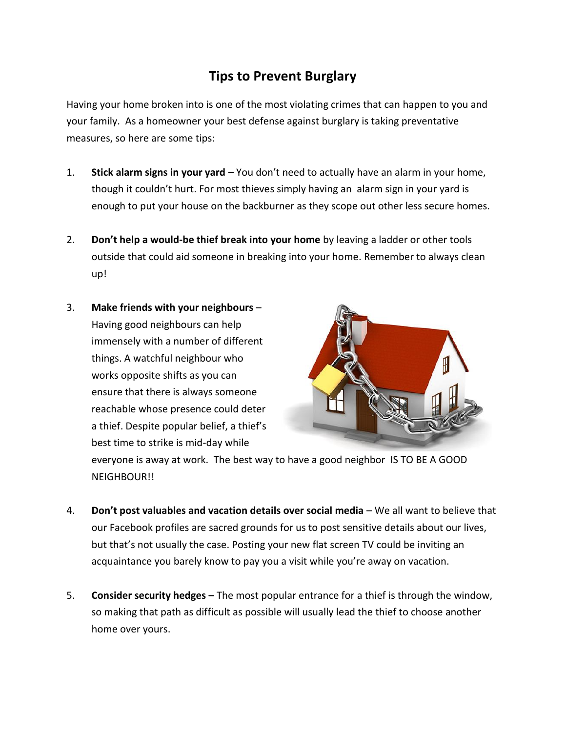# Tips to Prevent Burglary

Having your home broken into is one of the most violating crimes that can happen to you and your family. As a homeowner your best defense against burglary is taking preventative measures, so here are some tips:

1. **Stick alarm signs in your yard** – You don't need to actually have an alarm in your home, though it couldn't hurt. For most thieves simply having an alarm sign in your yard is enough to put your house on the backburner as they scope out other less secure homes.

2. **Don't help a would-be thief break into your home** by leaving a ladder or other tools outside that could aid someone in breaking into your home. Remember to always clean up!

3. **Make friends with your neighbours** – Having good neighbours can help immensely with a number of different things. A watchful neighbour who works opposite shifts as you can ensure that there is always someone reachable whose presence could deter a thief. Despite popular belief, a thief's best time to strike is mid-day while everyone is away at work. The best way to have a good neighbor IS TO BE A GOOD NEIGHBOUR!!

4. **Don't post valuables and vacation details over social media** – We all want to believe that our Facebook profiles are sacred grounds for us to post sensitive details about our lives, but that's not usually the case. Posting your new flat screen TV could be inviting an acquaintance you barely know to pay you a visit while you're away on vacation.

5. **Consider security hedges –** The most popular entrance for a thief is through the window, so making that path as difficult as possible will usually lead the thief to choose another home over yours.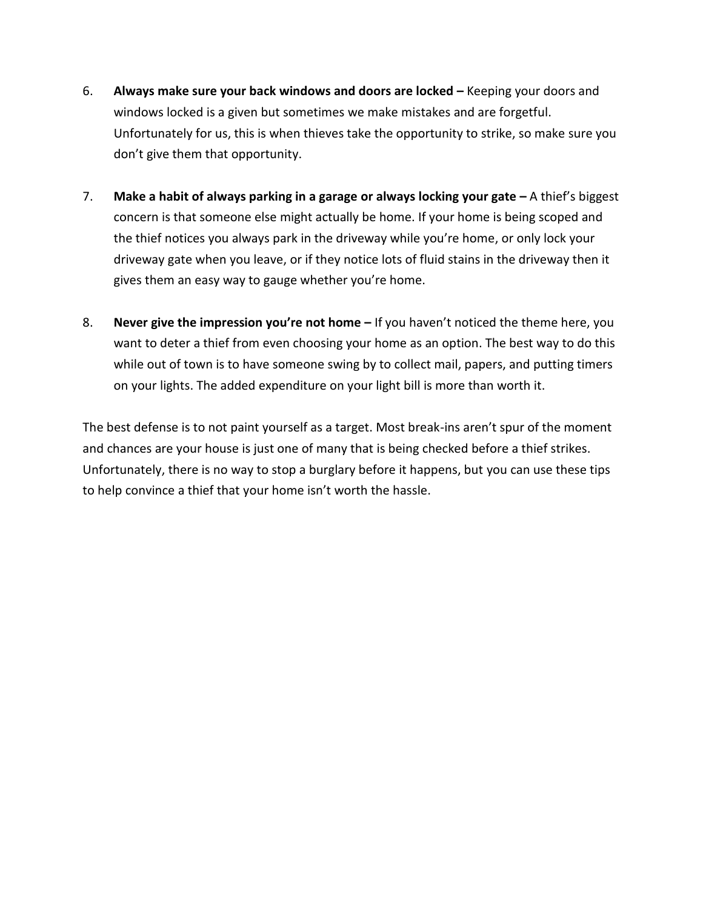6. **Always make sure your back windows and doors are locked –** Keeping your doors and windows locked is a given but sometimes we make mistakes and are forgetful. Unfortunately for us, this is when thieves take the opportunity to strike, so make sure you don't give them that opportunity.

7. **Make a habit of always parking in a garage or always locking your gate –** A thief's biggest concern is that someone else might actually be home. If your home is being scoped and the thief notices you always park in the driveway while you're home, or only lock your driveway gate when you leave, or if they notice lots of fluid stains in the driveway then it gives them an easy way to gauge whether you're home.

8. **Never give the impression you're not home –** If you haven't noticed the theme here, you want to deter a thief from even choosing your home as an option. The best way to do this while out of town is to have someone swing by to collect mail, papers, and putting timers on your lights. The added expenditure on your light bill is more than worth it.

The best defense is to not paint yourself as a target. Most break-ins aren't spur of the moment and chances are your house is just one of many that is being checked before a thief strikes. Unfortunately, there is no way to stop a burglary before it happens, but you can use these tips to help convince a thief that your home isn't worth the hassle.